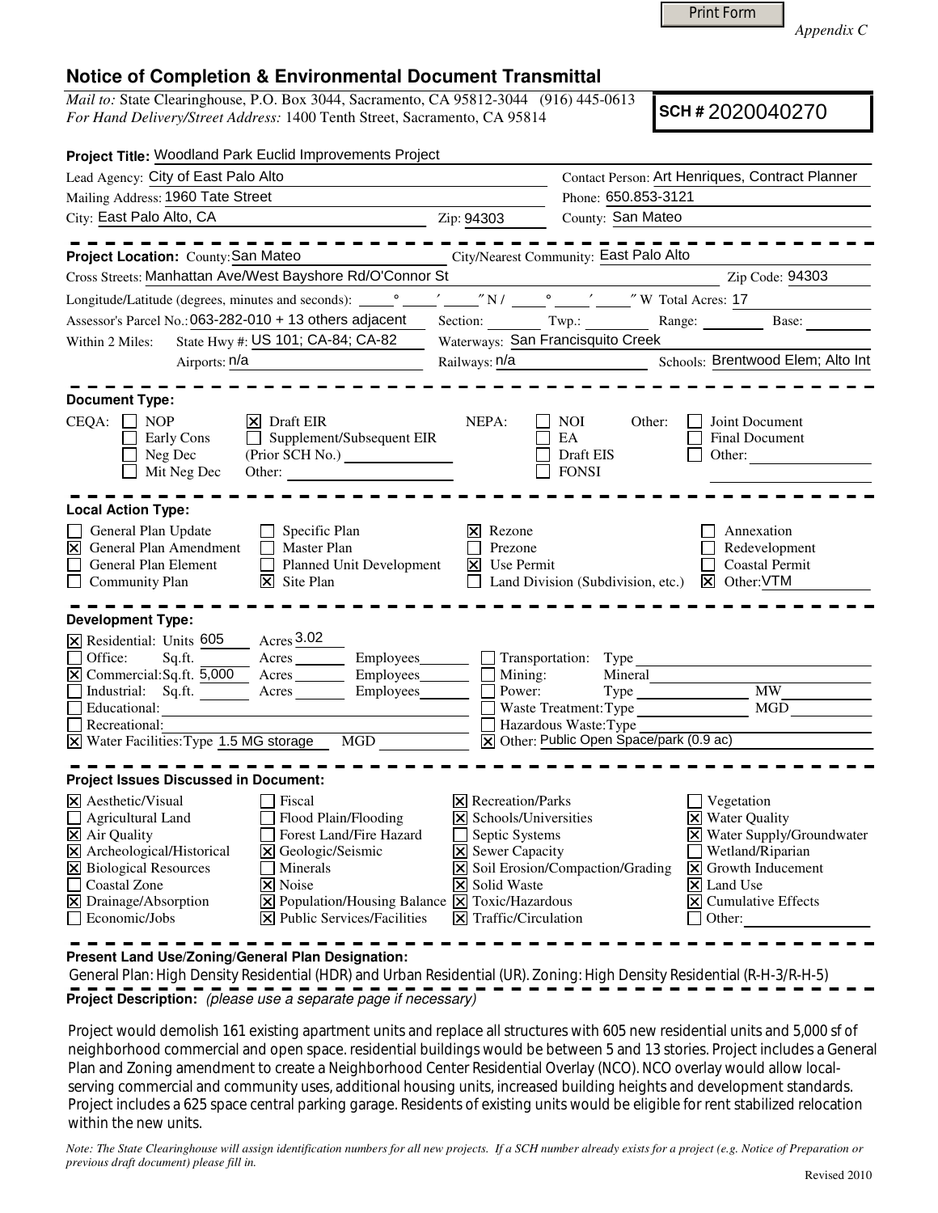Print Form

*Appendix C*

# Notice of Completion & Environmental Document Transmittal

*Mail to:* State Clearinghouse, P.O. Box 3044, Sacramento, CA 95812-3044 (916) 445-0613
*For Hand Delivery/Street Address:* 1400 Tenth Street, Sacramento, CA 95814

**SCH #** 2020040270

**Project Title:** Woodland Park Euclid Improvements Project

Lead Agency: City of East Palo Alto
Contact Person: Art Henriques, Contract Planner
Mailing Address: 1960 Tate Street
Phone: 650.853-3121
City: East Palo Alto, CA
Zip: 94303
County: San Mateo

---

**Project Location:** County: San Mateo
City/Nearest Community: East Palo Alto
Cross Streets: Manhattan Ave/West Bayshore Rd/O'Connor St
Zip Code: 94303
Longitude/Latitude (degrees, minutes and seconds): \_\_\_° \_\_\_′ \_\_\_″ N / \_\_\_° \_\_\_′ \_\_\_″ W Total Acres: 17
Assessor's Parcel No.: 063-282-010 + 13 others adjacent
Section: \_\_\_ Twp.: \_\_\_ Range: \_\_\_ Base: \_\_\_
Within 2 Miles: State Hwy #: US 101; CA-84; CA-82
Waterways: San Francisquito Creek
Airports: n/a
Railways: n/a
Schools: Brentwood Elem; Alto Int

---

**Document Type:**

CEQA:
- ☐ NOP
- ☐ Early Cons
- ☐ Neg Dec
- ☐ Mit Neg Dec
- ☒ Draft EIR
- ☐ Supplement/Subsequent EIR (Prior SCH No.)
- Other:

NEPA:
- ☐ NOI
- ☐ EA
- ☐ Draft EIS
- ☐ FONSI

Other:
- ☐ Joint Document
- ☐ Final Document
- ☐ Other:

---

**Local Action Type:**

- ☐ General Plan Update
- ☒ General Plan Amendment
- ☐ General Plan Element
- ☐ Community Plan
- ☐ Specific Plan
- ☐ Master Plan
- ☐ Planned Unit Development
- ☒ Site Plan
- ☒ Rezone
- ☐ Prezone
- ☒ Use Permit
- ☐ Land Division (Subdivision, etc.)
- ☐ Annexation
- ☐ Redevelopment
- ☐ Coastal Permit
- ☒ Other: VTM

---

**Development Type:**

- ☒ Residential: Units 605 Acres 3.02
- ☐ Office: Sq.ft. \_\_\_ Acres \_\_\_ Employees \_\_\_
- ☒ Commercial: Sq.ft. 5,000 Acres \_\_\_ Employees \_\_\_
- ☐ Industrial: Sq.ft. \_\_\_ Acres \_\_\_ Employees \_\_\_
- ☐ Educational:
- ☐ Recreational:
- ☒ Water Facilities: Type 1.5 MG storage MGD \_\_\_
- ☐ Transportation: Type
- ☐ Mining: Mineral
- ☐ Power: Type \_\_\_ MW
- ☐ Waste Treatment: Type \_\_\_ MGD
- ☐ Hazardous Waste: Type
- ☒ Other: Public Open Space/park (0.9 ac)

---

**Project Issues Discussed in Document:**

- ☒ Aesthetic/Visual
- ☐ Agricultural Land
- ☒ Air Quality
- ☒ Archeological/Historical
- ☒ Biological Resources
- ☐ Coastal Zone
- ☒ Drainage/Absorption
- ☐ Economic/Jobs
- ☐ Fiscal
- ☐ Flood Plain/Flooding
- ☐ Forest Land/Fire Hazard
- ☒ Geologic/Seismic
- ☐ Minerals
- ☒ Noise
- ☒ Population/Housing Balance
- ☒ Public Services/Facilities
- ☒ Recreation/Parks
- ☒ Schools/Universities
- ☐ Septic Systems
- ☒ Sewer Capacity
- ☒ Soil Erosion/Compaction/Grading
- ☒ Solid Waste
- ☒ Toxic/Hazardous
- ☒ Traffic/Circulation
- ☐ Vegetation
- ☒ Water Quality
- ☒ Water Supply/Groundwater
- ☐ Wetland/Riparian
- ☒ Growth Inducement
- ☒ Land Use
- ☒ Cumulative Effects
- ☐ Other:

---

**Present Land Use/Zoning/General Plan Designation:**

General Plan: High Density Residential (HDR) and Urban Residential (UR). Zoning: High Density Residential (R-H-3/R-H-5)

**Project Description:** *(please use a separate page if necessary)*

Project would demolish 161 existing apartment units and replace all structures with 605 new residential units and 5,000 sf of neighborhood commercial and open space. residential buildings would be between 5 and 13 stories. Project includes a General Plan and Zoning amendment to create a Neighborhood Center Residential Overlay (NCO). NCO overlay would allow local-serving commercial and community uses, additional housing units, increased building heights and development standards. Project includes a 625 space central parking garage. Residents of existing units would be eligible for rent stabilized relocation within the new units.

*Note: The State Clearinghouse will assign identification numbers for all new projects. If a SCH number already exists for a project (e.g. Notice of Preparation or previous draft document) please fill in.*

Revised 2010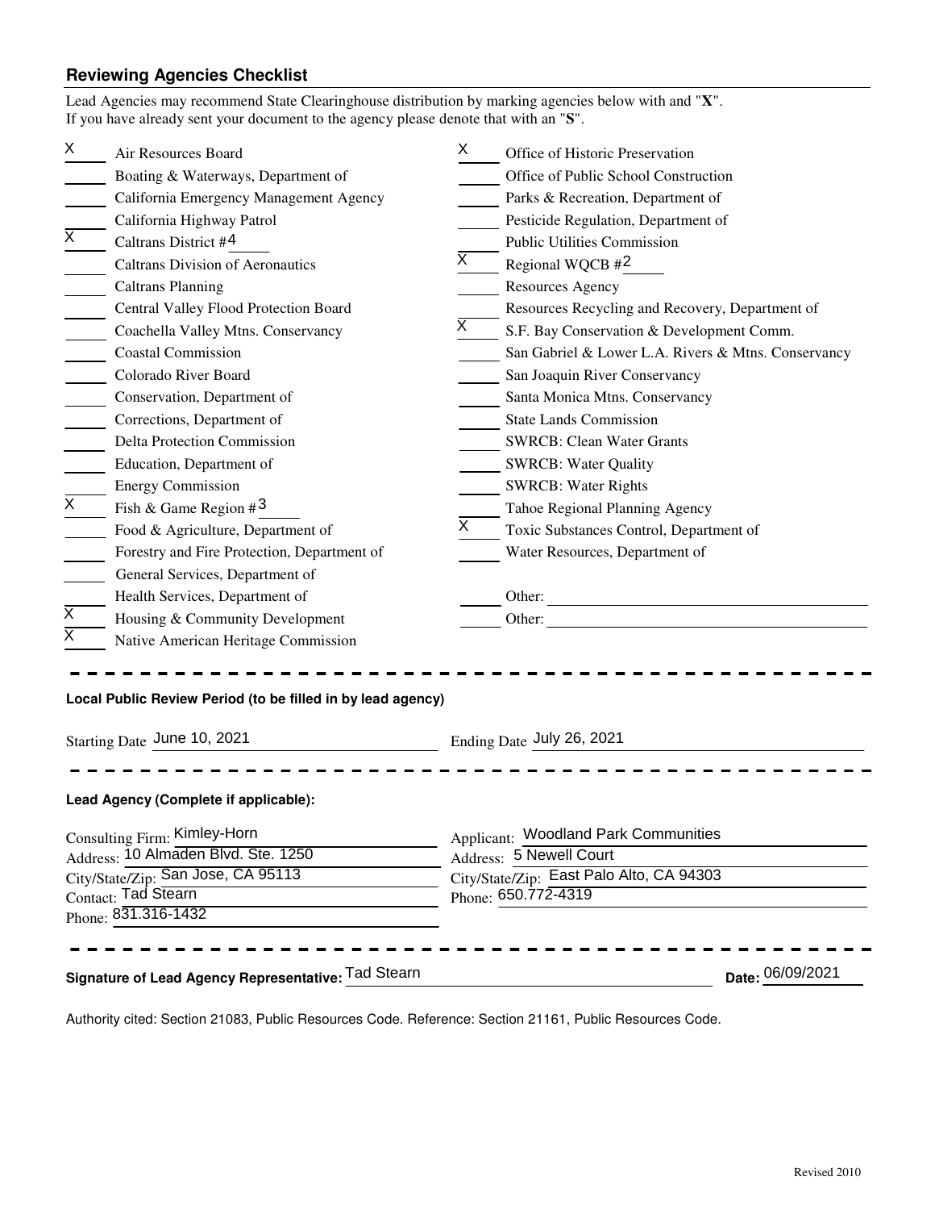## Reviewing Agencies Checklist

Lead Agencies may recommend State Clearinghouse distribution by marking agencies below with and "**X**".
If you have already sent your document to the agency please denote that with an "**S**".

| | | | |
|---|---|---|---|
| X | Air Resources Board | X | Office of Historic Preservation |
| | Boating & Waterways, Department of | | Office of Public School Construction |
| | California Emergency Management Agency | | Parks & Recreation, Department of |
| | California Highway Patrol | | Pesticide Regulation, Department of |
| X | Caltrans District #4 | | Public Utilities Commission |
| | Caltrans Division of Aeronautics | X | Regional WQCB #2 |
| | Caltrans Planning | | Resources Agency |
| | Central Valley Flood Protection Board | | Resources Recycling and Recovery, Department of |
| | Coachella Valley Mtns. Conservancy | X | S.F. Bay Conservation & Development Comm. |
| | Coastal Commission | | San Gabriel & Lower L.A. Rivers & Mtns. Conservancy |
| | Colorado River Board | | San Joaquin River Conservancy |
| | Conservation, Department of | | Santa Monica Mtns. Conservancy |
| | Corrections, Department of | | State Lands Commission |
| | Delta Protection Commission | | SWRCB: Clean Water Grants |
| | Education, Department of | | SWRCB: Water Quality |
| | Energy Commission | | SWRCB: Water Rights |
| X | Fish & Game Region #3 | | Tahoe Regional Planning Agency |
| | Food & Agriculture, Department of | X | Toxic Substances Control, Department of |
| | Forestry and Fire Protection, Department of | | Water Resources, Department of |
| | General Services, Department of | | |
| | Health Services, Department of | | Other: |
| X | Housing & Community Development | | Other: |
| X | Native American Heritage Commission | | |

**Local Public Review Period (to be filled in by lead agency)**

Starting Date June 10, 2021　　Ending Date July 26, 2021

**Lead Agency (Complete if applicable):**

| | |
|---|---|
| Consulting Firm: Kimley-Horn | Applicant: Woodland Park Communities |
| Address: 10 Almaden Blvd. Ste. 1250 | Address: 5 Newell Court |
| City/State/Zip: San Jose, CA 95113 | City/State/Zip: East Palo Alto, CA 94303 |
| Contact: Tad Stearn | Phone: 650.772-4319 |
| Phone: 831.316-1432 | |

**Signature of Lead Agency Representative:** Tad Stearn　　**Date:** 06/09/2021

Authority cited: Section 21083, Public Resources Code. Reference: Section 21161, Public Resources Code.

Revised 2010